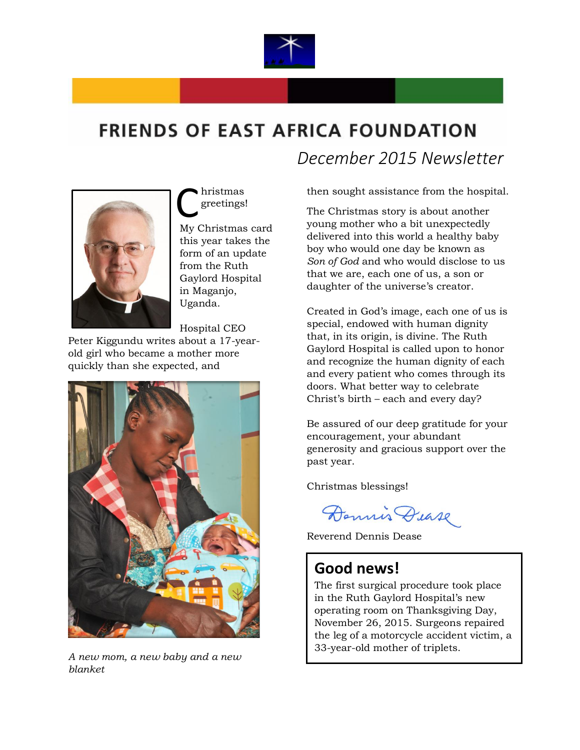# FRIENDS OF EAST AFRICA FOUNDATION

*December 2015 Newsletter*

Christmas greetings!

My Christmas card this year takes the form of an update from the Ruth Gaylord Hospital in Maganjo, Uganda.

Hospital CEO Peter Kiggundu writes about a 17-year-old girl who became a mother more quickly than she expected, and then sought assistance from the hospital.

*A new mom, a new baby and a new blanket*

The Christmas story is about another young mother who a bit unexpectedly delivered into this world a healthy baby boy who would one day be known as *Son of God* and who would disclose to us that we are, each one of us, a son or daughter of the universe's creator.

Created in God's image, each one of us is special, endowed with human dignity that, in its origin, is divine. The Ruth Gaylord Hospital is called upon to honor and recognize the human dignity of each and every patient who comes through its doors. What better way to celebrate Christ's birth – each and every day?

Be assured of our deep gratitude for your encouragement, your abundant generosity and gracious support over the past year.

Christmas blessings!

Dennis Dease

Reverend Dennis Dease

## Good news!

The first surgical procedure took place in the Ruth Gaylord Hospital's new operating room on Thanksgiving Day, November 26, 2015. Surgeons repaired the leg of a motorcycle accident victim, a 33-year-old mother of triplets.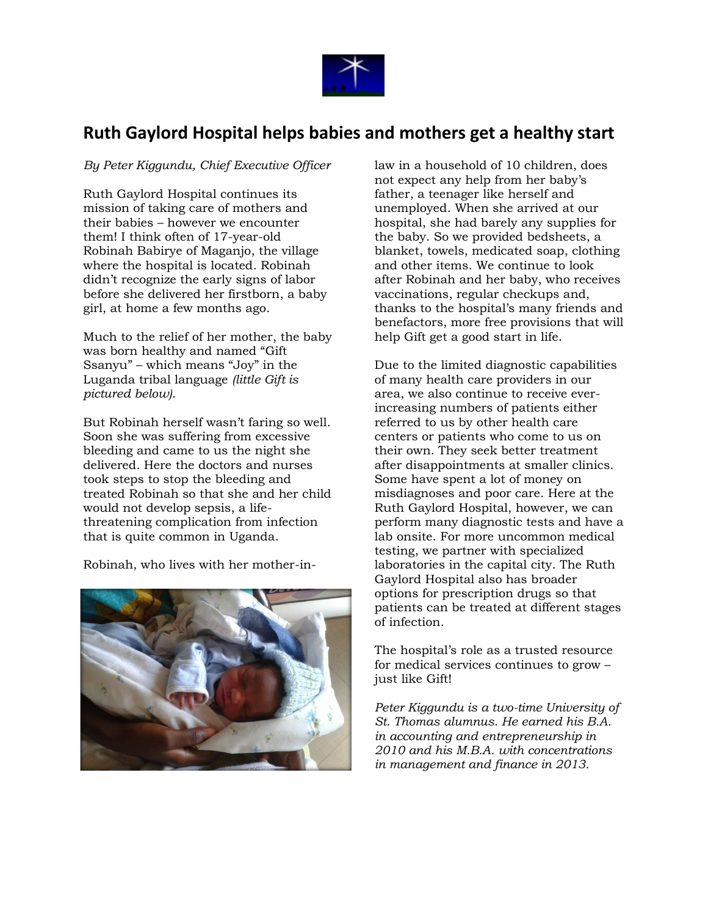## Ruth Gaylord Hospital helps babies and mothers get a healthy start

*By Peter Kiggundu, Chief Executive Officer*

Ruth Gaylord Hospital continues its mission of taking care of mothers and their babies – however we encounter them! I think often of 17-year-old Robinah Babirye of Maganjo, the village where the hospital is located. Robinah didn't recognize the early signs of labor before she delivered her firstborn, a baby girl, at home a few months ago.

Much to the relief of her mother, the baby was born healthy and named "Gift Ssanyu" – which means "Joy" in the Luganda tribal language *(little Gift is pictured below)*.

But Robinah herself wasn't faring so well. Soon she was suffering from excessive bleeding and came to us the night she delivered. Here the doctors and nurses took steps to stop the bleeding and treated Robinah so that she and her child would not develop sepsis, a life-threatening complication from infection that is quite common in Uganda.

Robinah, who lives with her mother-in-law in a household of 10 children, does not expect any help from her baby's father, a teenager like herself and unemployed. When she arrived at our hospital, she had barely any supplies for the baby. So we provided bedsheets, a blanket, towels, medicated soap, clothing and other items. We continue to look after Robinah and her baby, who receives vaccinations, regular checkups and, thanks to the hospital's many friends and benefactors, more free provisions that will help Gift get a good start in life.

Due to the limited diagnostic capabilities of many health care providers in our area, we also continue to receive ever-increasing numbers of patients either referred to us by other health care centers or patients who come to us on their own. They seek better treatment after disappointments at smaller clinics. Some have spent a lot of money on misdiagnoses and poor care. Here at the Ruth Gaylord Hospital, however, we can perform many diagnostic tests and have a lab onsite. For more uncommon medical testing, we partner with specialized laboratories in the capital city. The Ruth Gaylord Hospital also has broader options for prescription drugs so that patients can be treated at different stages of infection.

The hospital's role as a trusted resource for medical services continues to grow – just like Gift!

*Peter Kiggundu is a two-time University of St. Thomas alumnus. He earned his B.A. in accounting and entrepreneurship in 2010 and his M.B.A. with concentrations in management and finance in 2013.*